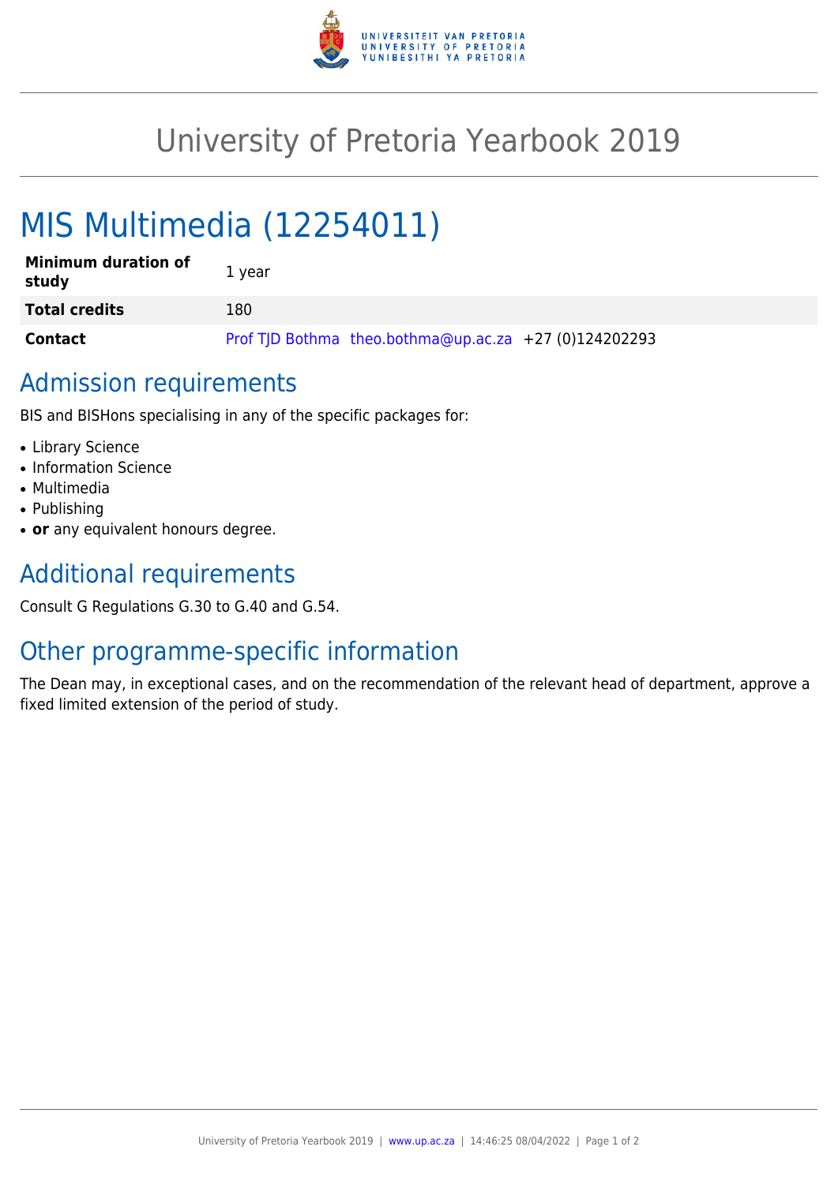# University of Pretoria Yearbook 2019

## MIS Multimedia (12254011)

| **Minimum duration of study** | 1 year |
|---|---|
| **Total credits** | 180 |
| **Contact** | Prof TJD Bothma theo.bothma@up.ac.za +27 (0)124202293 |

## Admission requirements

BIS and BISHons specialising in any of the specific packages for:

- Library Science
- Information Science
- Multimedia
- Publishing
- **or** any equivalent honours degree.

## Additional requirements

Consult G Regulations G.30 to G.40 and G.54.

## Other programme-specific information

The Dean may, in exceptional cases, and on the recommendation of the relevant head of department, approve a fixed limited extension of the period of study.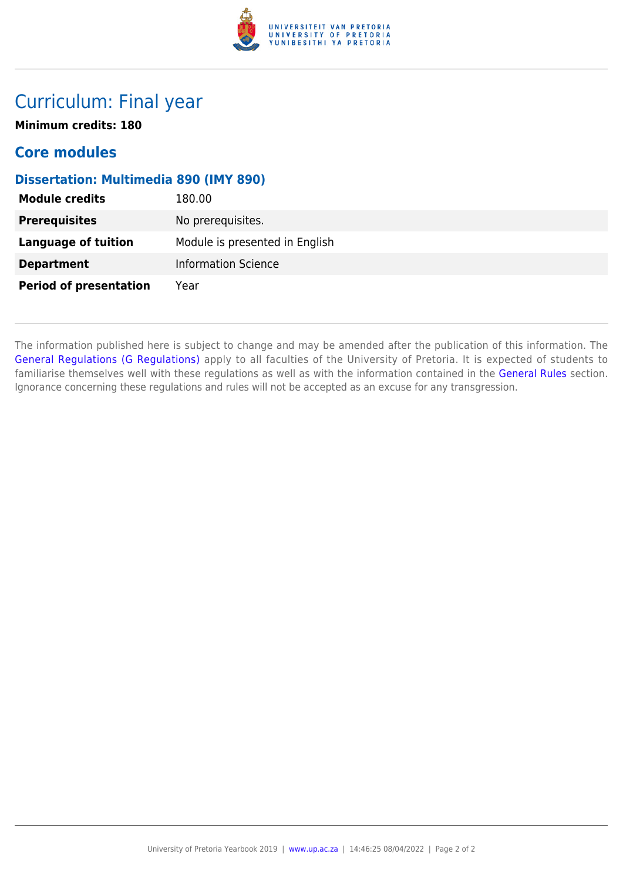# Curriculum: Final year

**Minimum credits: 180**

## Core modules

### Dissertation: Multimedia 890 (IMY 890)

| | |
|---|---|
| **Module credits** | 180.00 |
| **Prerequisites** | No prerequisites. |
| **Language of tuition** | Module is presented in English |
| **Department** | Information Science |
| **Period of presentation** | Year |

The information published here is subject to change and may be amended after the publication of this information. The General Regulations (G Regulations) apply to all faculties of the University of Pretoria. It is expected of students to familiarise themselves well with these regulations as well as with the information contained in the General Rules section. Ignorance concerning these regulations and rules will not be accepted as an excuse for any transgression.